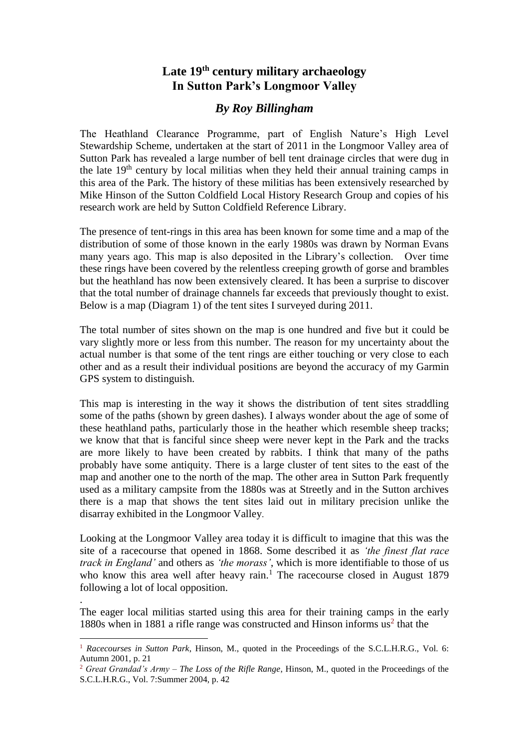# Late 19th century military archaeology In Sutton Park's Longmoor Valley

## *By Roy Billingham*

The Heathland Clearance Programme, part of English Nature's High Level Stewardship Scheme, undertaken at the start of 2011 in the Longmoor Valley area of Sutton Park has revealed a large number of bell tent drainage circles that were dug in the late 19th century by local militias when they held their annual training camps in this area of the Park. The history of these militias has been extensively researched by Mike Hinson of the Sutton Coldfield Local History Research Group and copies of his research work are held by Sutton Coldfield Reference Library.

The presence of tent-rings in this area has been known for some time and a map of the distribution of some of those known in the early 1980s was drawn by Norman Evans many years ago. This map is also deposited in the Library's collection. Over time these rings have been covered by the relentless creeping growth of gorse and brambles but the heathland has now been extensively cleared. It has been a surprise to discover that the total number of drainage channels far exceeds that previously thought to exist. Below is a map (Diagram 1) of the tent sites I surveyed during 2011.

The total number of sites shown on the map is one hundred and five but it could be vary slightly more or less from this number. The reason for my uncertainty about the actual number is that some of the tent rings are either touching or very close to each other and as a result their individual positions are beyond the accuracy of my Garmin GPS system to distinguish.

This map is interesting in the way it shows the distribution of tent sites straddling some of the paths (shown by green dashes). I always wonder about the age of some of these heathland paths, particularly those in the heather which resemble sheep tracks; we know that that is fanciful since sheep were never kept in the Park and the tracks are more likely to have been created by rabbits. I think that many of the paths probably have some antiquity. There is a large cluster of tent sites to the east of the map and another one to the north of the map. The other area in Sutton Park frequently used as a military campsite from the 1880s was at Streetly and in the Sutton archives there is a map that shows the tent sites laid out in military precision unlike the disarray exhibited in the Longmoor Valley.

Looking at the Longmoor Valley area today it is difficult to imagine that this was the site of a racecourse that opened in 1868. Some described it as *'the finest flat race track in England'* and others as *'the morass'*, which is more identifiable to those of us who know this area well after heavy rain.[1] The racecourse closed in August 1879 following a lot of local opposition.

.

The eager local militias started using this area for their training camps in the early 1880s when in 1881 a rifle range was constructed and Hinson informs us[2] that the

---

[1] *Racecourses in Sutton Park*, Hinson, M., quoted in the Proceedings of the S.C.L.H.R.G., Vol. 6: Autumn 2001, p. 21

[2] *Great Grandad's Army – The Loss of the Rifle Range*, Hinson, M., quoted in the Proceedings of the S.C.L.H.R.G., Vol. 7:Summer 2004, p. 42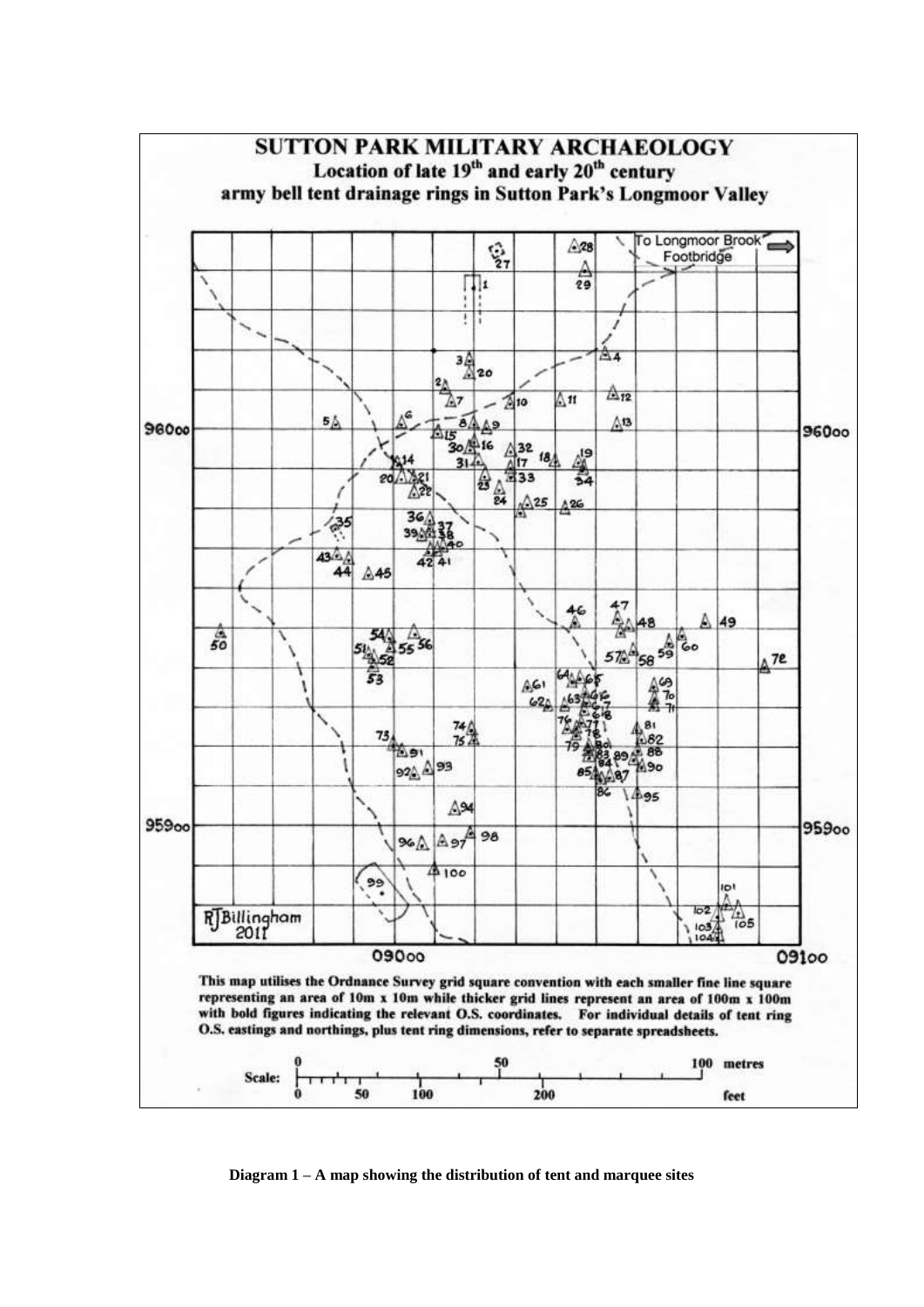# SUTTON PARK MILITARY ARCHAEOLOGY

## Location of late 19th and early 20th century army bell tent drainage rings in Sutton Park's Longmoor Valley

This map utilises the Ordnance Survey grid square convention with each smaller fine line square representing an area of 10m x 10m while thicker grid lines represent an area of 100m x 100m with bold figures indicating the relevant O.S. coordinates. For individual details of tent ring O.S. eastings and northings, plus tent ring dimensions, refer to separate spreadsheets.

**Diagram 1 – A map showing the distribution of tent and marquee sites**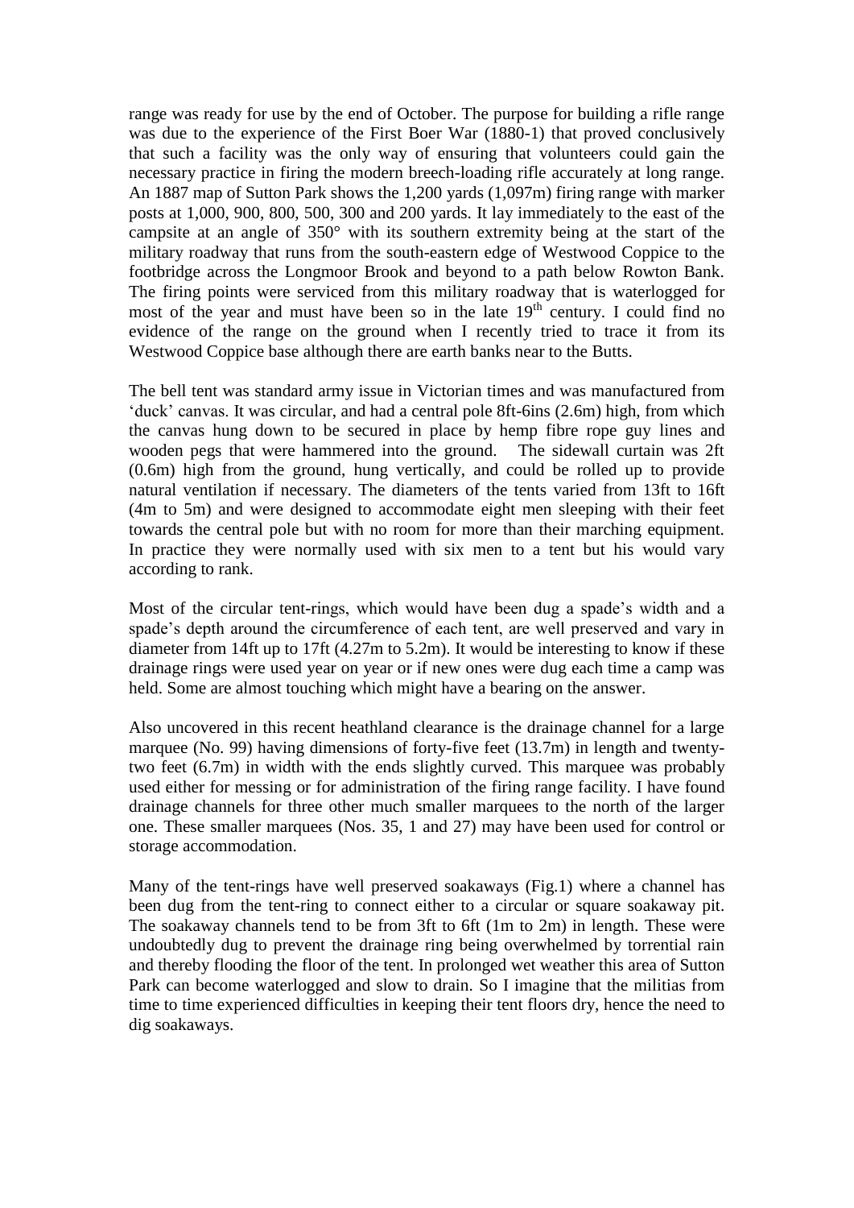range was ready for use by the end of October. The purpose for building a rifle range was due to the experience of the First Boer War (1880-1) that proved conclusively that such a facility was the only way of ensuring that volunteers could gain the necessary practice in firing the modern breech-loading rifle accurately at long range. An 1887 map of Sutton Park shows the 1,200 yards (1,097m) firing range with marker posts at 1,000, 900, 800, 500, 300 and 200 yards. It lay immediately to the east of the campsite at an angle of 350° with its southern extremity being at the start of the military roadway that runs from the south-eastern edge of Westwood Coppice to the footbridge across the Longmoor Brook and beyond to a path below Rowton Bank. The firing points were serviced from this military roadway that is waterlogged for most of the year and must have been so in the late 19th century. I could find no evidence of the range on the ground when I recently tried to trace it from its Westwood Coppice base although there are earth banks near to the Butts.

The bell tent was standard army issue in Victorian times and was manufactured from 'duck' canvas. It was circular, and had a central pole 8ft-6ins (2.6m) high, from which the canvas hung down to be secured in place by hemp fibre rope guy lines and wooden pegs that were hammered into the ground. The sidewall curtain was 2ft (0.6m) high from the ground, hung vertically, and could be rolled up to provide natural ventilation if necessary. The diameters of the tents varied from 13ft to 16ft (4m to 5m) and were designed to accommodate eight men sleeping with their feet towards the central pole but with no room for more than their marching equipment. In practice they were normally used with six men to a tent but his would vary according to rank.

Most of the circular tent-rings, which would have been dug a spade's width and a spade's depth around the circumference of each tent, are well preserved and vary in diameter from 14ft up to 17ft (4.27m to 5.2m). It would be interesting to know if these drainage rings were used year on year or if new ones were dug each time a camp was held. Some are almost touching which might have a bearing on the answer.

Also uncovered in this recent heathland clearance is the drainage channel for a large marquee (No. 99) having dimensions of forty-five feet (13.7m) in length and twenty-two feet (6.7m) in width with the ends slightly curved. This marquee was probably used either for messing or for administration of the firing range facility. I have found drainage channels for three other much smaller marquees to the north of the larger one. These smaller marquees (Nos. 35, 1 and 27) may have been used for control or storage accommodation.

Many of the tent-rings have well preserved soakaways (Fig.1) where a channel has been dug from the tent-ring to connect either to a circular or square soakaway pit. The soakaway channels tend to be from 3ft to 6ft (1m to 2m) in length. These were undoubtedly dug to prevent the drainage ring being overwhelmed by torrential rain and thereby flooding the floor of the tent. In prolonged wet weather this area of Sutton Park can become waterlogged and slow to drain. So I imagine that the militias from time to time experienced difficulties in keeping their tent floors dry, hence the need to dig soakaways.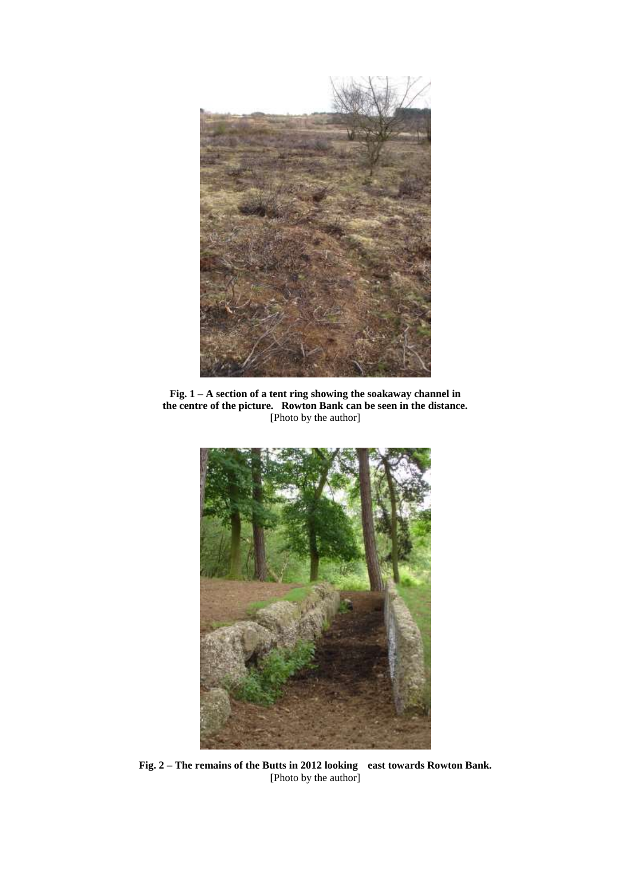**Fig. 1 – A section of a tent ring showing the soakaway channel in the centre of the picture. Rowton Bank can be seen in the distance.**
[Photo by the author]

**Fig. 2 – The remains of the Butts in 2012 looking east towards Rowton Bank.**
[Photo by the author]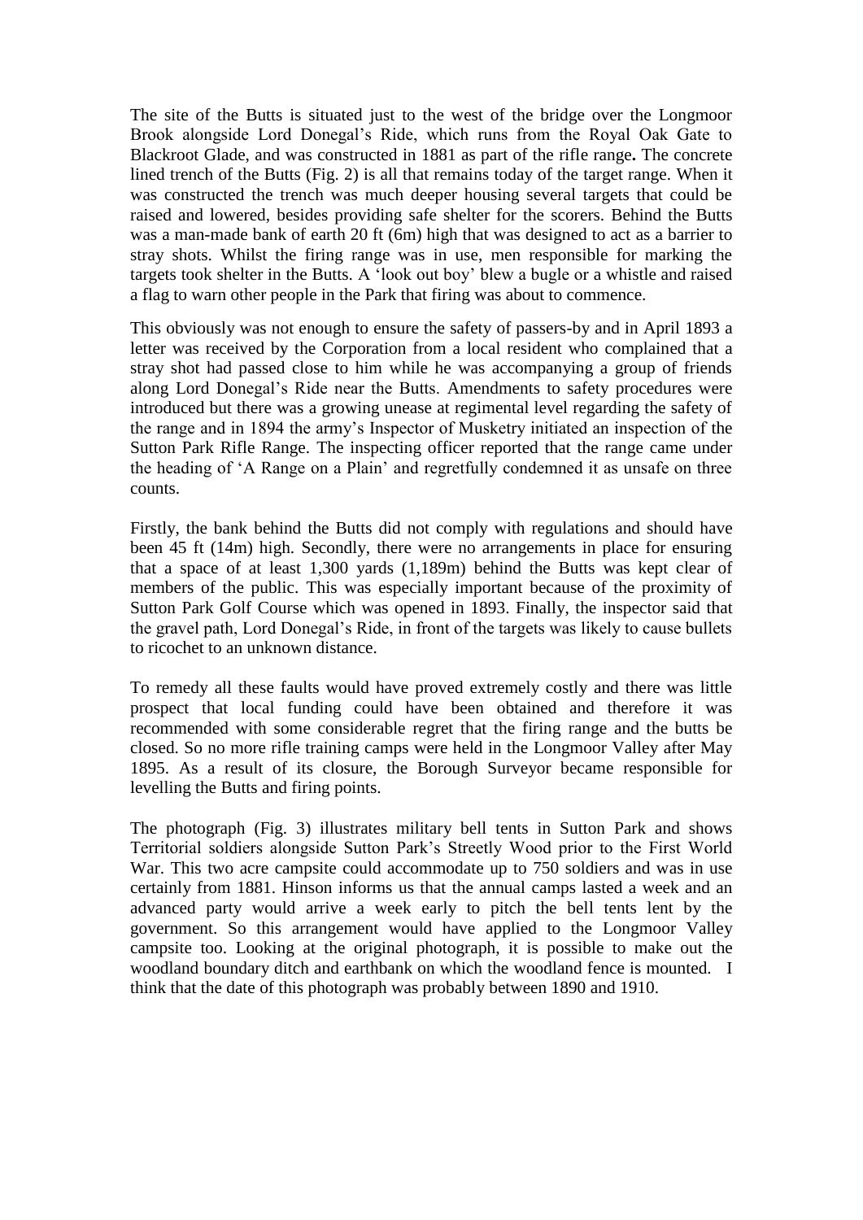The site of the Butts is situated just to the west of the bridge over the Longmoor Brook alongside Lord Donegal's Ride, which runs from the Royal Oak Gate to Blackroot Glade, and was constructed in 1881 as part of the rifle range**.** The concrete lined trench of the Butts (Fig. 2) is all that remains today of the target range. When it was constructed the trench was much deeper housing several targets that could be raised and lowered, besides providing safe shelter for the scorers. Behind the Butts was a man-made bank of earth 20 ft (6m) high that was designed to act as a barrier to stray shots. Whilst the firing range was in use, men responsible for marking the targets took shelter in the Butts. A 'look out boy' blew a bugle or a whistle and raised a flag to warn other people in the Park that firing was about to commence.

This obviously was not enough to ensure the safety of passers-by and in April 1893 a letter was received by the Corporation from a local resident who complained that a stray shot had passed close to him while he was accompanying a group of friends along Lord Donegal's Ride near the Butts. Amendments to safety procedures were introduced but there was a growing unease at regimental level regarding the safety of the range and in 1894 the army's Inspector of Musketry initiated an inspection of the Sutton Park Rifle Range. The inspecting officer reported that the range came under the heading of 'A Range on a Plain' and regretfully condemned it as unsafe on three counts.

Firstly, the bank behind the Butts did not comply with regulations and should have been 45 ft (14m) high. Secondly, there were no arrangements in place for ensuring that a space of at least 1,300 yards (1,189m) behind the Butts was kept clear of members of the public. This was especially important because of the proximity of Sutton Park Golf Course which was opened in 1893. Finally, the inspector said that the gravel path, Lord Donegal's Ride, in front of the targets was likely to cause bullets to ricochet to an unknown distance.

To remedy all these faults would have proved extremely costly and there was little prospect that local funding could have been obtained and therefore it was recommended with some considerable regret that the firing range and the butts be closed. So no more rifle training camps were held in the Longmoor Valley after May 1895. As a result of its closure, the Borough Surveyor became responsible for levelling the Butts and firing points.

The photograph (Fig. 3) illustrates military bell tents in Sutton Park and shows Territorial soldiers alongside Sutton Park's Streetly Wood prior to the First World War. This two acre campsite could accommodate up to 750 soldiers and was in use certainly from 1881. Hinson informs us that the annual camps lasted a week and an advanced party would arrive a week early to pitch the bell tents lent by the government. So this arrangement would have applied to the Longmoor Valley campsite too. Looking at the original photograph, it is possible to make out the woodland boundary ditch and earthbank on which the woodland fence is mounted. I think that the date of this photograph was probably between 1890 and 1910.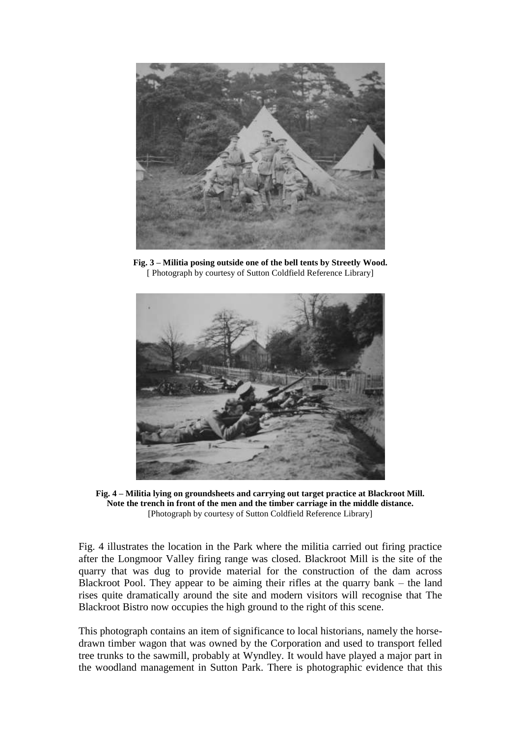**Fig. 3 – Militia posing outside one of the bell tents by Streetly Wood.**
[ Photograph by courtesy of Sutton Coldfield Reference Library]

**Fig. 4 – Militia lying on groundsheets and carrying out target practice at Blackroot Mill. Note the trench in front of the men and the timber carriage in the middle distance.**
[Photograph by courtesy of Sutton Coldfield Reference Library]

Fig. 4 illustrates the location in the Park where the militia carried out firing practice after the Longmoor Valley firing range was closed. Blackroot Mill is the site of the quarry that was dug to provide material for the construction of the dam across Blackroot Pool. They appear to be aiming their rifles at the quarry bank – the land rises quite dramatically around the site and modern visitors will recognise that The Blackroot Bistro now occupies the high ground to the right of this scene.

This photograph contains an item of significance to local historians, namely the horse-drawn timber wagon that was owned by the Corporation and used to transport felled tree trunks to the sawmill, probably at Wyndley. It would have played a major part in the woodland management in Sutton Park. There is photographic evidence that this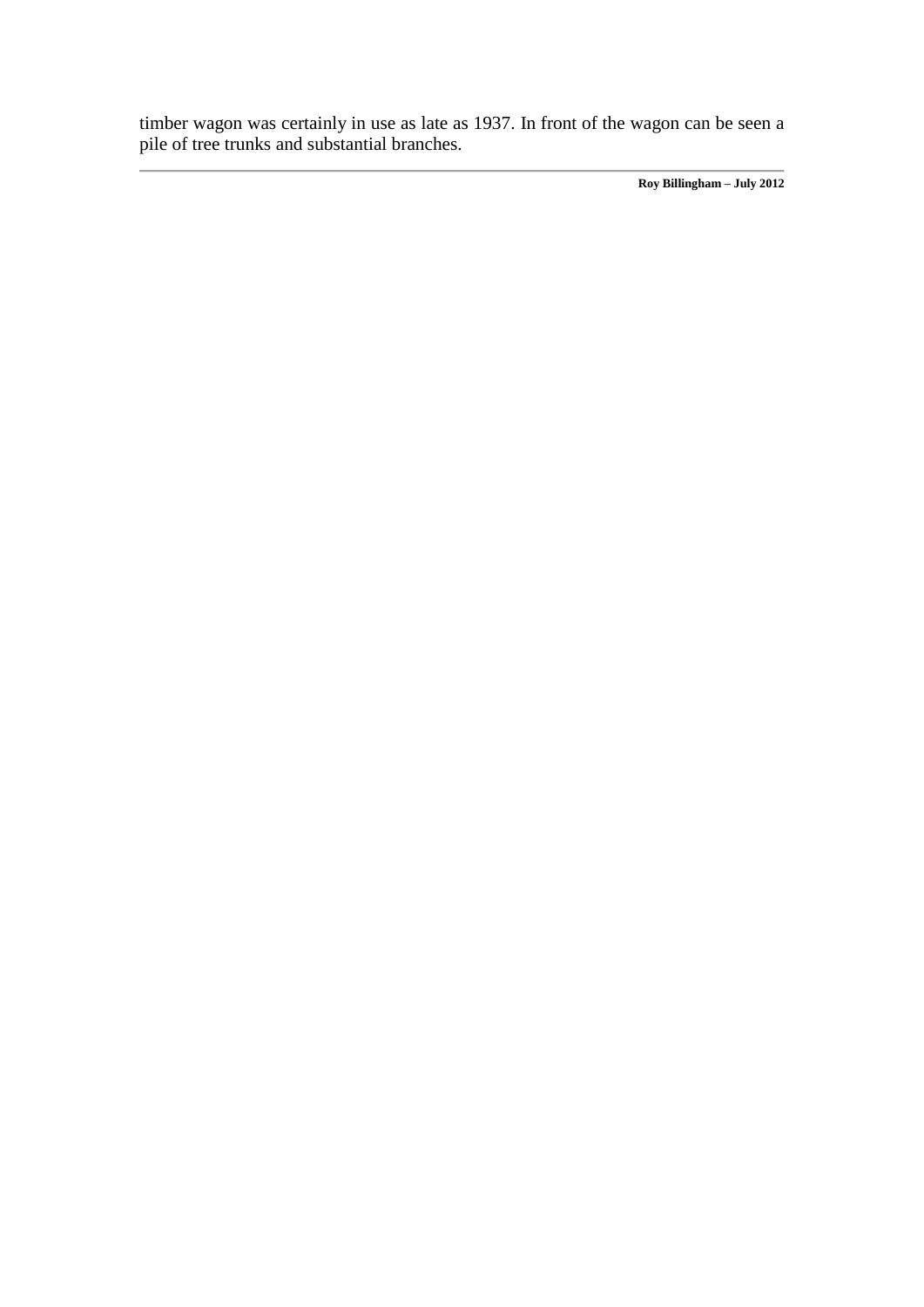timber wagon was certainly in use as late as 1937. In front of the wagon can be seen a pile of tree trunks and substantial branches.

---

**Roy Billingham – July 2012**